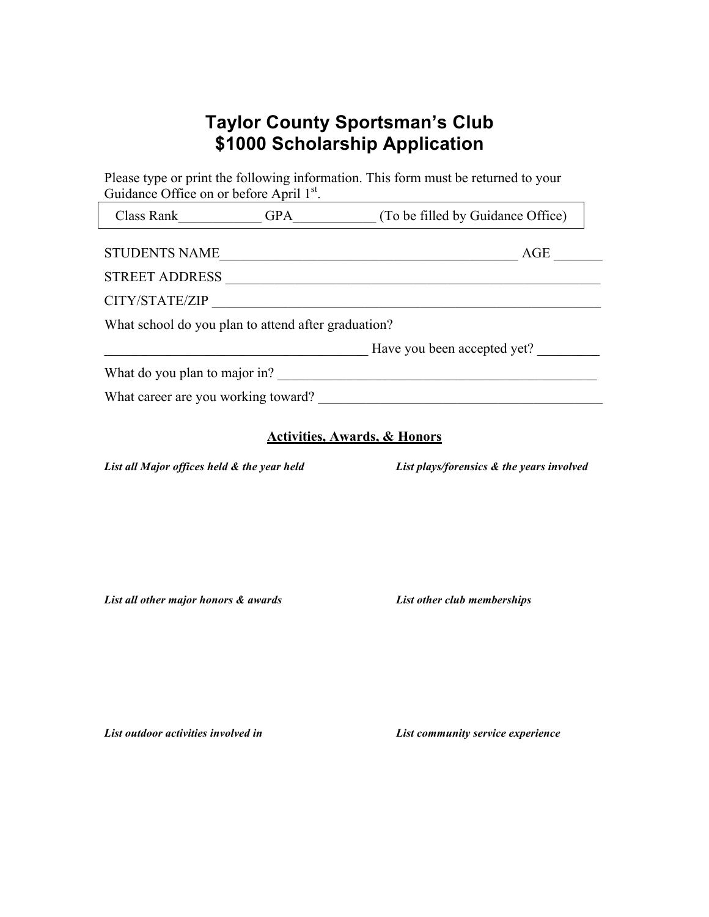# Taylor County Sportsman's Club
# $1000 Scholarship Application

Please type or print the following information. This form must be returned to your Guidance Office on or before April 1st.

Class Rank____________ GPA____________ (To be filled by Guidance Office)

STUDENTS NAME_____________________________________________ AGE _______

STREET ADDRESS ________________________________________________________

CITY/STATE/ZIP __________________________________________________________

What school do you plan to attend after graduation?

_______________________________________ Have you been accepted yet? _________

What do you plan to major in? ____________________________________________

What career are you working toward? ______________________________________

## Activities, Awards, & Honors

***List all Major offices held & the year held***

***List plays/forensics & the years involved***

***List all other major honors & awards***

***List other club memberships***

***List outdoor activities involved in***

***List community service experience***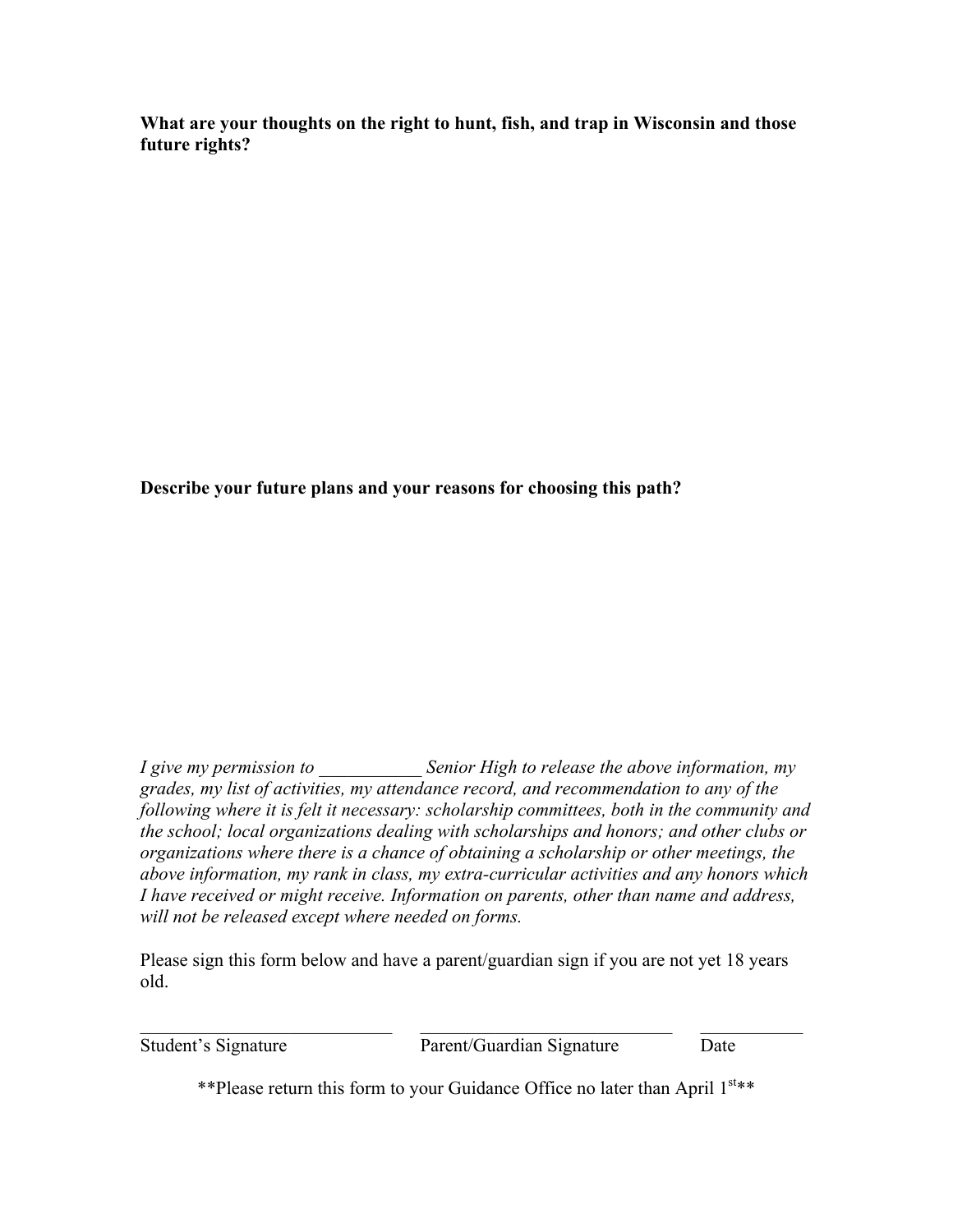**What are your thoughts on the right to hunt, fish, and trap in Wisconsin and those future rights?**

**Describe your future plans and your reasons for choosing this path?**

*I give my permission to ___________ Senior High to release the above information, my grades, my list of activities, my attendance record, and recommendation to any of the following where it is felt it necessary: scholarship committees, both in the community and the school; local organizations dealing with scholarships and honors; and other clubs or organizations where there is a chance of obtaining a scholarship or other meetings, the above information, my rank in class, my extra-curricular activities and any honors which I have received or might receive. Information on parents, other than name and address, will not be released except where needed on forms.*

Please sign this form below and have a parent/guardian sign if you are not yet 18 years old.

____________________________ ____________________________ ___________

Student's Signature Parent/Guardian Signature Date

**Please return this form to your Guidance Office no later than April 1st**